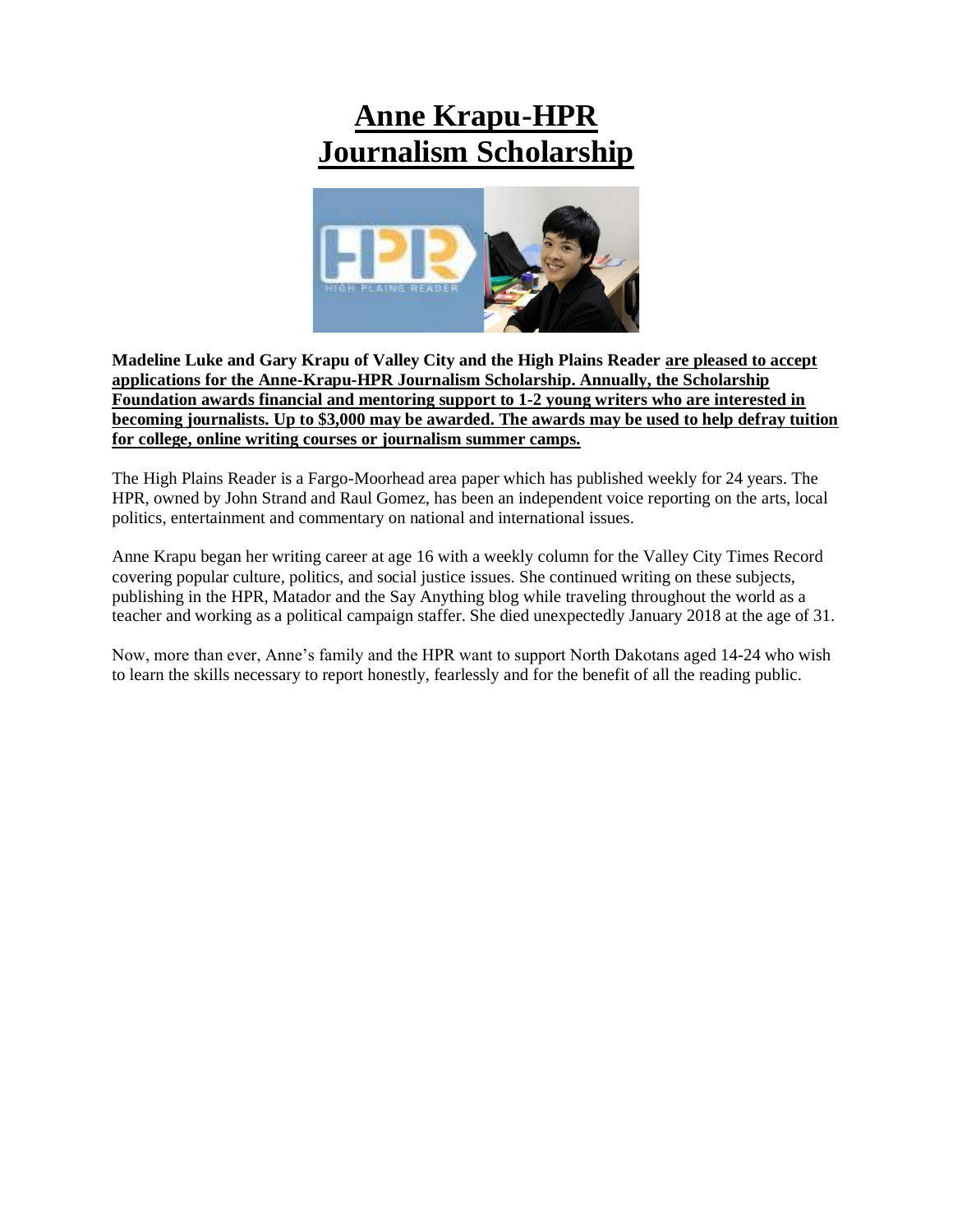# Anne Krapu-HPR Journalism Scholarship

**Madeline Luke and Gary Krapu of Valley City and the High Plains Reader are pleased to accept applications for the Anne-Krapu-HPR Journalism Scholarship. Annually, the Scholarship Foundation awards financial and mentoring support to 1-2 young writers who are interested in becoming journalists. Up to $3,000 may be awarded. The awards may be used to help defray tuition for college, online writing courses or journalism summer camps.**

The High Plains Reader is a Fargo-Moorhead area paper which has published weekly for 24 years. The HPR, owned by John Strand and Raul Gomez, has been an independent voice reporting on the arts, local politics, entertainment and commentary on national and international issues.

Anne Krapu began her writing career at age 16 with a weekly column for the Valley City Times Record covering popular culture, politics, and social justice issues. She continued writing on these subjects, publishing in the HPR, Matador and the Say Anything blog while traveling throughout the world as a teacher and working as a political campaign staffer. She died unexpectedly January 2018 at the age of 31.

Now, more than ever, Anne's family and the HPR want to support North Dakotans aged 14-24 who wish to learn the skills necessary to report honestly, fearlessly and for the benefit of all the reading public.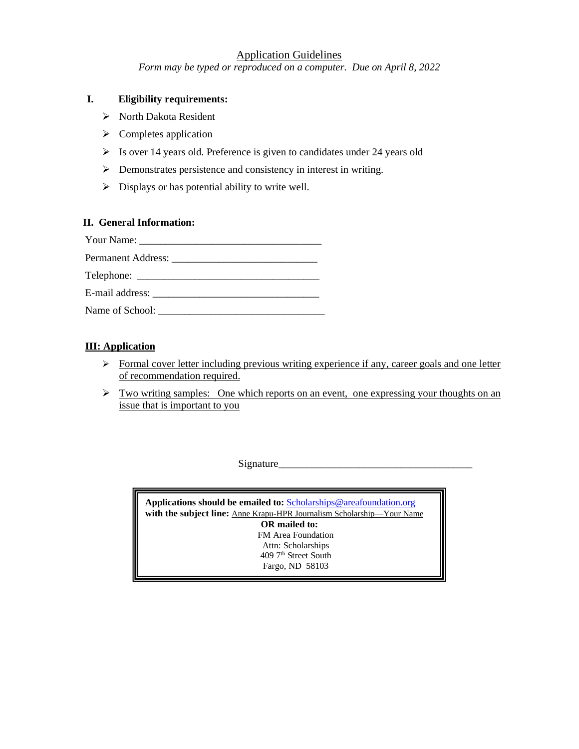## Application Guidelines

*Form may be typed or reproduced on a computer. Due on April 8, 2022*

### I. Eligibility requirements:

- North Dakota Resident
- Completes application
- Is over 14 years old. Preference is given to candidates under 24 years old
- Demonstrates persistence and consistency in interest in writing.
- Displays or has potential ability to write well.

### II. General Information:

Your Name: ___________________________________

Permanent Address: ____________________________

Telephone: ___________________________________

E-mail address: ________________________________

Name of School: ________________________________

### III: Application

- Formal cover letter including previous writing experience if any, career goals and one letter of recommendation required.
- Two writing samples: One which reports on an event, one expressing your thoughts on an issue that is important to you

Signature_____________________________________

**Applications should be emailed to:** Scholarships@areafoundation.org
**with the subject line:** Anne Krapu-HPR Journalism Scholarship—Your Name
**OR mailed to:**
FM Area Foundation
Attn: Scholarships
409 7th Street South
Fargo, ND 58103